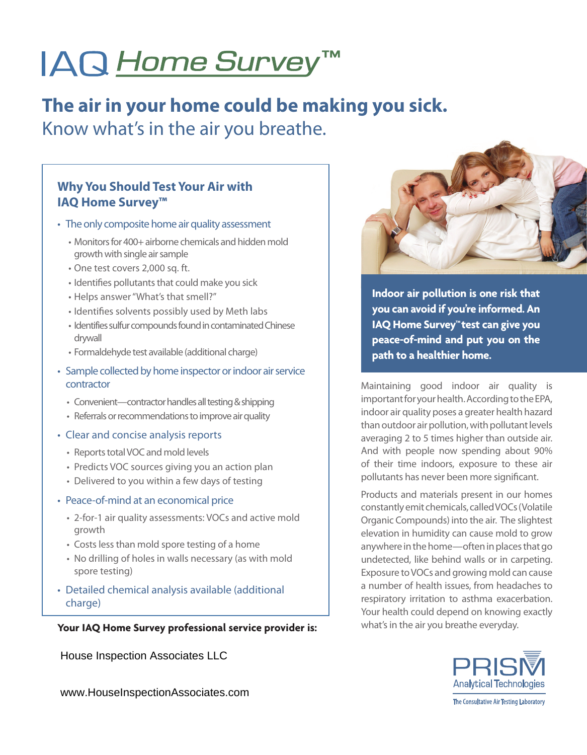# IAQ *Home Survey*™

## The air in your home could be making you sick.

Know what's in the air you breathe.

### Why You Should Test Your Air with IAQ Home Survey™

- The only composite home air quality assessment
  - Monitors for 400+ airborne chemicals and hidden mold growth with single air sample
  - One test covers 2,000 sq. ft.
  - Identifies pollutants that could make you sick
  - Helps answer "What's that smell?"
  - Identifies solvents possibly used by Meth labs
  - Identifies sulfur compounds found in contaminated Chinese drywall
  - Formaldehyde test available (additional charge)
- Sample collected by home inspector or indoor air service contractor
  - Convenient—contractor handles all testing & shipping
  - Referrals or recommendations to improve air quality
- Clear and concise analysis reports
  - Reports total VOC and mold levels
  - Predicts VOC sources giving you an action plan
  - Delivered to you within a few days of testing
- Peace-of-mind at an economical price
  - 2-for-1 air quality assessments: VOCs and active mold growth
  - Costs less than mold spore testing of a home
  - No drilling of holes in walls necessary (as with mold spore testing)
- Detailed chemical analysis available (additional charge)

**Your IAQ Home Survey professional service provider is:**

House Inspection Associates LLC

www.HouseInspectionAssociates.com

**Indoor air pollution is one risk that you can avoid if you're informed. An IAQ Home Survey™ test can give you peace-of-mind and put you on the path to a healthier home.**

Maintaining good indoor air quality is important for your health. According to the EPA, indoor air quality poses a greater health hazard than outdoor air pollution, with pollutant levels averaging 2 to 5 times higher than outside air. And with people now spending about 90% of their time indoors, exposure to these air pollutants has never been more significant.

Products and materials present in our homes constantly emit chemicals, called VOCs (Volatile Organic Compounds) into the air. The slightest elevation in humidity can cause mold to grow anywhere in the home—often in places that go undetected, like behind walls or in carpeting. Exposure to VOCs and growing mold can cause a number of health issues, from headaches to respiratory irritation to asthma exacerbation. Your health could depend on knowing exactly what's in the air you breathe everyday.

PRISM Analytical Technologies

The Consultative Air Testing Laboratory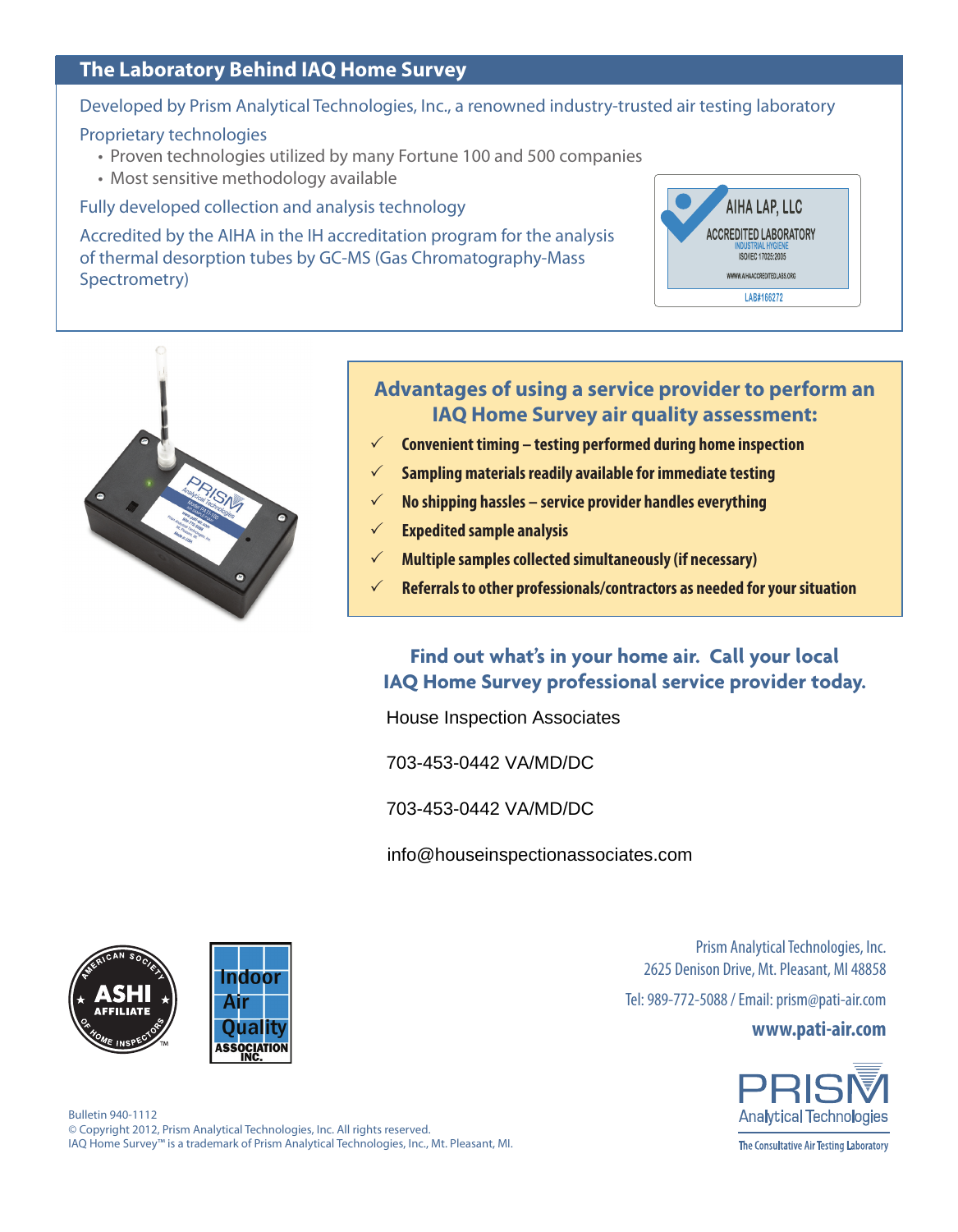## The Laboratory Behind IAQ Home Survey

Developed by Prism Analytical Technologies, Inc., a renowned industry-trusted air testing laboratory

Proprietary technologies

- Proven technologies utilized by many Fortune 100 and 500 companies
- Most sensitive methodology available

Fully developed collection and analysis technology

Accredited by the AIHA in the IH accreditation program for the analysis of thermal desorption tubes by GC-MS (Gas Chromatography-Mass Spectrometry)

AIHA LAP, LLC
ACCREDITED LABORATORY
INDUSTRIAL HYGIENE
ISO/IEC 17025:2005
WWW.AIHAACCREDITEDLABS.ORG
LAB#166272

### Advantages of using a service provider to perform an IAQ Home Survey air quality assessment:

- ✓ **Convenient timing – testing performed during home inspection**
- ✓ **Sampling materials readily available for immediate testing**
- ✓ **No shipping hassles – service provider handles everything**
- ✓ **Expedited sample analysis**
- ✓ **Multiple samples collected simultaneously (if necessary)**
- ✓ **Referrals to other professionals/contractors as needed for your situation**

### Find out what's in your home air. Call your local IAQ Home Survey professional service provider today.

House Inspection Associates

703-453-0442 VA/MD/DC

703-453-0442 VA/MD/DC

info@houseinspectionassociates.com

Prism Analytical Technologies, Inc.
2625 Denison Drive, Mt. Pleasant, MI 48858
Tel: 989-772-5088 / Email: prism@pati-air.com
**www.pati-air.com**

PRISM Analytical Technologies
The Consultative Air Testing Laboratory

Bulletin 940-1112
© Copyright 2012, Prism Analytical Technologies, Inc. All rights reserved.
IAQ Home Survey™ is a trademark of Prism Analytical Technologies, Inc., Mt. Pleasant, MI.